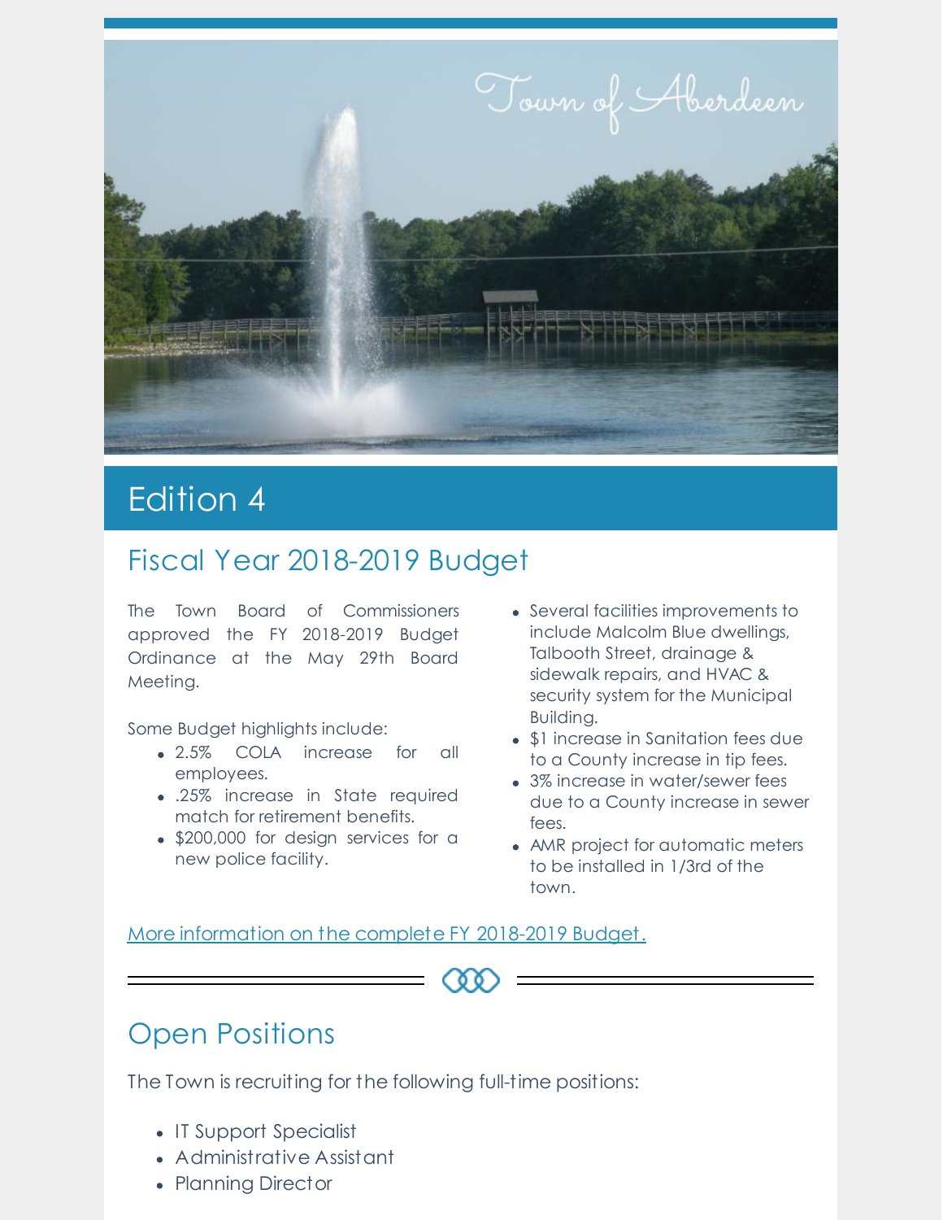Town of Aberdeen

# Edition 4

## Fiscal Year 2018-2019 Budget

The Town Board of Commissioners approved the FY 2018-2019 Budget Ordinance at the May 29th Board Meeting.

Some Budget highlights include:

- 2.5% COLA increase for all employees.
- .25% increase in State required match for retirement benefits.
- $200,000 for design services for a new police facility.
- Several facilities improvements to include Malcolm Blue dwellings, Talbooth Street, drainage & sidewalk repairs, and HVAC & security system for the Municipal Building.
- $1 increase in Sanitation fees due to a County increase in tip fees.
- 3% increase in water/sewer fees due to a County increase in sewer fees.
- AMR project for automatic meters to be installed in 1/3rd of the town.

More information on the complete FY 2018-2019 Budget.

## Open Positions

The Town is recruiting for the following full-time positions:

- IT Support Specialist
- Administrative Assistant
- Planning Director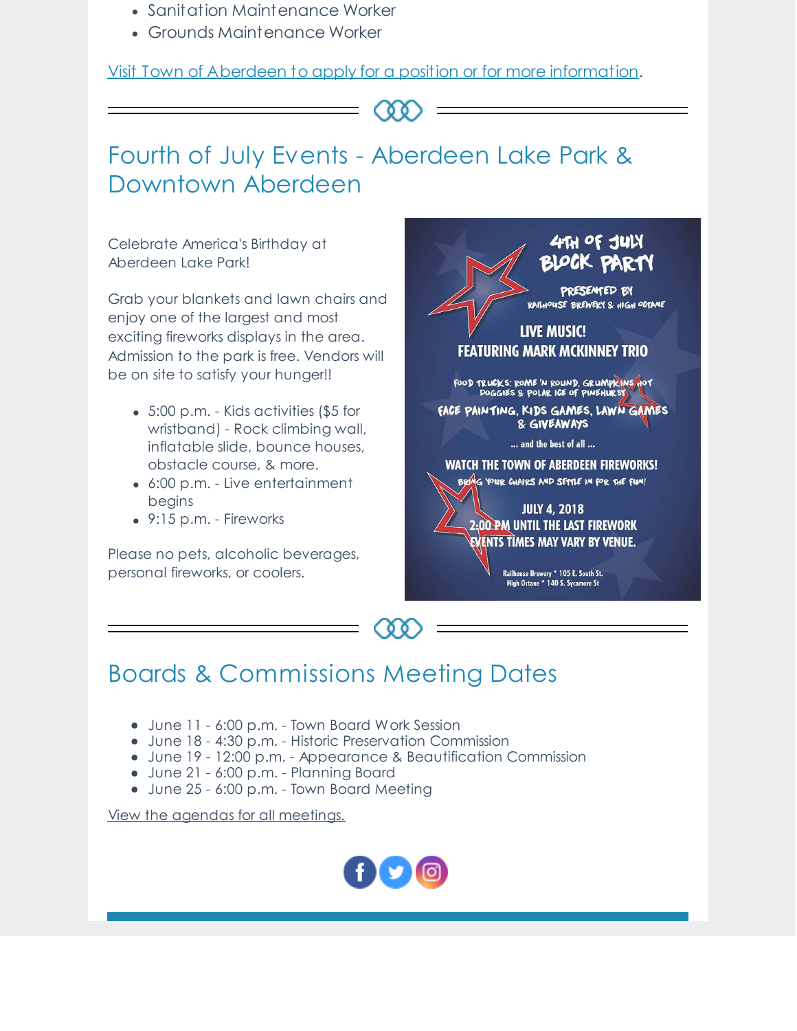- Sanitation Maintenance Worker
- Grounds Maintenance Worker

Visit Town of Aberdeen to apply for a position or for more information.

## Fourth of July Events - Aberdeen Lake Park & Downtown Aberdeen

Celebrate America's Birthday at Aberdeen Lake Park!

Grab your blankets and lawn chairs and enjoy one of the largest and most exciting fireworks displays in the area. Admission to the park is free. Vendors will be on site to satisfy your hunger!!

- 5:00 p.m. - Kids activities ($5 for wristband) - Rock climbing wall, inflatable slide, bounce houses, obstacle course, & more.
- 6:00 p.m. - Live entertainment begins
- 9:15 p.m. - Fireworks

Please no pets, alcoholic beverages, personal fireworks, or coolers.

4TH OF JULY BLOCK PARTY

PRESENTED BY RAILHOUSE BREWERY & HIGH OCTANE

LIVE MUSIC! FEATURING MARK MCKINNEY TRIO

FOOD TRUCKS: ROME 'N ROUND, GRUMPKINS HOT DOGGIES & POLAR ICE OF PINEHURST

FACE PAINTING, KIDS GAMES, LAWN GAMES & GIVEAWAYS

... and the best of all ...

WATCH THE TOWN OF ABERDEEN FIREWORKS!

BRING YOUR CHAIRS AND SETTLE IN FOR THE FUN!

JULY 4, 2018

2:00 PM UNTIL THE LAST FIREWORK

EVENTS TIMES MAY VARY BY VENUE.

Railhouse Brewery * 105 E. South St.
High Octane * 140 S. Sycamore St

## Boards & Commissions Meeting Dates

- June 11 - 6:00 p.m. - Town Board Work Session
- June 18 - 4:30 p.m. - Historic Preservation Commission
- June 19 - 12:00 p.m. - Appearance & Beautification Commission
- June 21 - 6:00 p.m. - Planning Board
- June 25 - 6:00 p.m. - Town Board Meeting

View the agendas for all meetings.